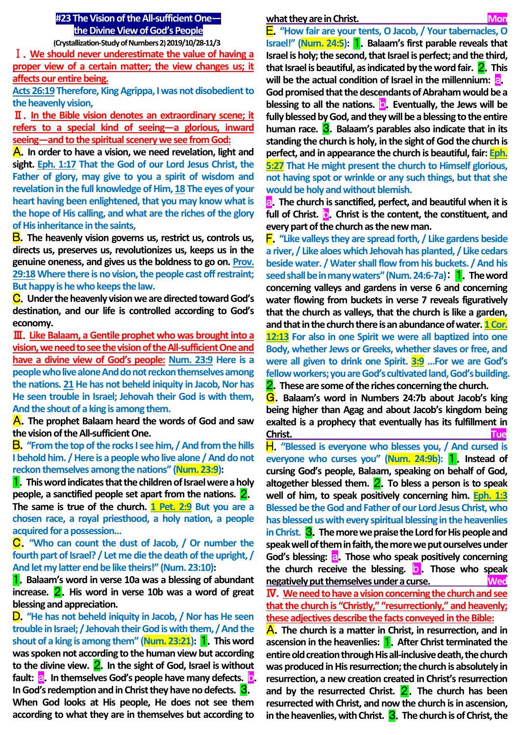# #23 The Vision of the All-sufficient One—the Divine View of God's People

(Crystallization-Study of Numbers 2) 2019/10/28-11/3

**Ⅰ. We should never underestimate the value of having a proper view of a certain matter; the view changes us; it affects our entire being.**

Acts 26:19 Therefore, King Agrippa, I was not disobedient to the heavenly vision,

**Ⅱ. In the Bible vision denotes an extraordinary scene; it refers to a special kind of seeing—a glorious, inward seeing—and to the spiritual scenery we see from God:**

**A.** In order to have a vision, we need revelation, light and sight. Eph. 1:17 That the God of our Lord Jesus Christ, the Father of glory, may give to you a spirit of wisdom and revelation in the full knowledge of Him, 18 The eyes of your heart having been enlightened, that you may know what is the hope of His calling, and what are the riches of the glory of His inheritance in the saints,

**B.** The heavenly vision governs us, restrict us, controls us, directs us, preserves us, revolutionizes us, keeps us in the genuine oneness, and gives us the boldness to go on. Prov. 29:18 Where there is no vision, the people cast off restraint; But happy is he who keeps the law.

**C.** Under the heavenly vision we are directed toward God's destination, and our life is controlled according to God's economy.

**Ⅲ. Like Balaam, a Gentile prophet who was brought into a vision, we need to see the vision of the All-sufficient One and have a divine view of God's people:** Num. 23:9 Here is a people who live alone And do not reckon themselves among the nations. 21 He has not beheld iniquity in Jacob, Nor has He seen trouble in Israel; Jehovah their God is with them, And the shout of a king is among them.

**A.** The prophet Balaam heard the words of God and saw the vision of the All-sufficient One.

**B.** "From the top of the rocks I see him, / And from the hills I behold him. / Here is a people who live alone / And do not reckon themselves among the nations" (Num. 23:9):

**1.** This word indicates that the children of Israel were a holy people, a sanctified people set apart from the nations. **2.** The same is true of the church. 1 Pet. 2:9 But you are a chosen race, a royal priesthood, a holy nation, a people acquired for a possession...

**C.** "Who can count the dust of Jacob, / Or number the fourth part of Israel? / Let me die the death of the upright, / And let my latter end be like theirs!" (Num. 23:10):

**1.** Balaam's word in verse 10a was a blessing of abundant increase. **2.** His word in verse 10b was a word of great blessing and appreciation.

**D.** "He has not beheld iniquity in Jacob, / Nor has He seen trouble in Israel; / Jehovah their God is with them, / And the shout of a king is among them" (Num. 23:21): **1.** This word was spoken not according to the human view but according to the divine view. **2.** In the sight of God, Israel is without fault: **a.** In themselves God's people have many defects. **b.** In God's redemption and in Christ they have no defects. **3.** When God looks at His people, He does not see them according to what they are in themselves but according to what they are in Christ. **Mon**

**E.** "How fair are your tents, O Jacob, / Your tabernacles, O Israel!" (Num. 24:5): **1.** Balaam's first parable reveals that Israel is holy; the second, that Israel is perfect; and the third, that Israel is beautiful, as indicated by the word fair. **2.** This will be the actual condition of Israel in the millennium: **a.** God promised that the descendants of Abraham would be a blessing to all the nations. **b.** Eventually, the Jews will be fully blessed by God, and they will be a blessing to the entire human race. **3.** Balaam's parables also indicate that in its standing the church is holy, in the sight of God the church is perfect, and in appearance the church is beautiful, fair: Eph. 5:27 That He might present the church to Himself glorious, not having spot or wrinkle or any such things, but that she would be holy and without blemish.

**a.** The church is sanctified, perfect, and beautiful when it is full of Christ. **b.** Christ is the content, the constituent, and every part of the church as the new man.

**F.** "Like valleys they are spread forth, / Like gardens beside a river, / Like aloes which Jehovah has planted, / Like cedars beside water. / Water shall flow from his buckets. / And his seed shall be in many waters" (Num. 24:6-7a): **1.** The word concerning valleys and gardens in verse 6 and concerning water flowing from buckets in verse 7 reveals figuratively that the church as valleys, that the church is like a garden, and that in the church there is an abundance of water. 1 Cor. 12:13 For also in one Spirit we were all baptized into one Body, whether Jews or Greeks, whether slaves or free, and were all given to drink one Spirit. 3:9 ...For we are God's fellow workers; you are God's cultivated land, God's building. **2.** These are some of the riches concerning the church.

**G.** Balaam's word in Numbers 24:7b about Jacob's king being higher than Agag and about Jacob's kingdom being exalted is a prophecy that eventually has its fulfillment in Christ. **Tue**

**H.** "Blessed is everyone who blesses you, / And cursed is everyone who curses you" (Num. 24:9b): **1.** Instead of cursing God's people, Balaam, speaking on behalf of God, altogether blessed them. **2.** To bless a person is to speak well of him, to speak positively concerning him. Eph. 1:3 Blessed be the God and Father of our Lord Jesus Christ, who has blessed us with every spiritual blessing in the heavenlies in Christ. **3.** The more we praise the Lord for His people and speak well of them in faith, the more we put ourselves under God's blessing: **a.** Those who speak positively concerning the church receive the blessing. **b.** Those who speak negatively put themselves under a curse. **Wed**

**Ⅳ. We need to have a vision concerning the church and see that the church is "Christly," "resurrectional," and heavenly; these adjectives describe the facts conveyed in the Bible:**

**A.** The church is a matter in Christ, in resurrection, and in ascension in the heavenlies: **1.** After Christ terminated the entire old creation through His all-inclusive death, the church was produced in His resurrection; the church is absolutely in resurrection, a new creation created in Christ's resurrection and by the resurrected Christ. **2.** The church has been resurrected with Christ, and now the church is in ascension, in the heavenlies, with Christ. **3.** The church is of Christ, the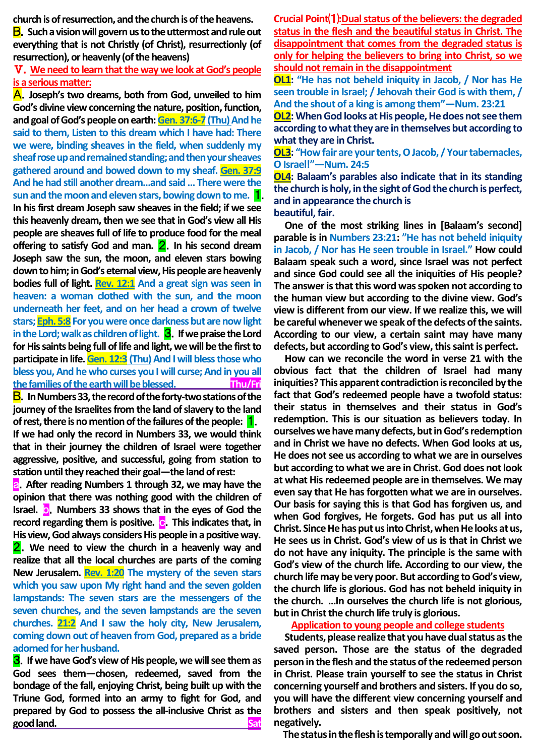church is of resurrection, and the church is of the heavens.

**B. Such a vision will govern us to the uttermost and rule out everything that is not Christly (of Christ), resurrectionly (of resurrection), or heavenly (of the heavens)**

## Ⅴ. We need to learn that the way we look at God's people is a serious matter:

**A. Joseph's two dreams, both from God, unveiled to him God's divine view concerning the nature, position, function, and goal of God's people on earth:** **Gen. 37:6-7 (Thu)** And he said to them, Listen to this dream which I have had: There we were, binding sheaves in the field, when suddenly my sheaf rose up and remained standing; and then your sheaves gathered around and bowed down to my sheaf. **Gen. 37:9** And he had still another dream…and said … There were the sun and the moon and eleven stars, bowing down to me. **1. In his first dream Joseph saw sheaves in the field; if we see this heavenly dream, then we see that in God's view all His people are sheaves full of life to produce food for the meal offering to satisfy God and man. 2. In his second dream Joseph saw the sun, the moon, and eleven stars bowing down to him; in God's eternal view, His people are heavenly bodies full of light.** **Rev. 12:1** And a great sign was seen in heaven: a woman clothed with the sun, and the moon underneath her feet, and on her head a crown of twelve stars; **Eph. 5:8** For you were once darkness but are now light in the Lord; walk as children of light. **3. If we praise the Lord for His saints being full of life and light, we will be the first to participate in life.** **Gen. 12:3 (Thu)** And I will bless those who bless you, And he who curses you I will curse; And in you all the families of the earth will be blessed. **Thu/Fri**

**B. In Numbers 33, the record of the forty-two stations of the journey of the Israelites from the land of slavery to the land of rest, there is no mention of the failures of the people: 1. If we had only the record in Numbers 33, we would think that in their journey the children of Israel were together aggressive, positive, and successful, going from station to station until they reached their goal—the land of rest:**

**a. After reading Numbers 1 through 32, we may have the opinion that there was nothing good with the children of Israel. b. Numbers 33 shows that in the eyes of God the record regarding them is positive. c. This indicates that, in His view, God always considers His people in a positive way.**

**2. We need to view the church in a heavenly way and realize that all the local churches are parts of the coming New Jerusalem.** **Rev. 1:20** The mystery of the seven stars which you saw upon My right hand and the seven golden lampstands: The seven stars are the messengers of the seven churches, and the seven lampstands are the seven churches. **21:2** And I saw the holy city, New Jerusalem, coming down out of heaven from God, prepared as a bride adorned for her husband.

**3. If we have God's view of His people, we will see them as God sees them—chosen, redeemed, saved from the bondage of the fall, enjoying Christ, being built up with the Triune God, formed into an army to fight for God, and prepared by God to possess the all-inclusive Christ as the good land.** **Sat**

## Crucial Point⑴: Dual status of the believers: the degraded status in the flesh and the beautiful status in Christ. The disappointment that comes from the degraded status is only for helping the believers to bring into Christ, so we should not remain in the disappointment

**OL1: "He has not beheld iniquity in Jacob, / Nor has He seen trouble in Israel; / Jehovah their God is with them, / And the shout of a king is among them"—Num. 23:21**

**OL2: When God looks at His people, He does not see them according to what they are in themselves but according to what they are in Christ.**

**OL3: "How fair are your tents, O Jacob, / Your tabernacles, O Israel!"—Num. 24:5**

**OL4: Balaam's parables also indicate that in its standing the church is holy, in the sight of God the church is perfect, and in appearance the church is beautiful, fair.**

One of the most striking lines in [Balaam's second] parable is in Numbers 23:21: "He has not beheld iniquity in Jacob, / Nor has He seen trouble in Israel." How could Balaam speak such a word, since Israel was not perfect and since God could see all the iniquities of His people? The answer is that this word was spoken not according to the human view but according to the divine view. God's view is different from our view. If we realize this, we will be careful whenever we speak of the defects of the saints. According to our view, a certain saint may have many defects, but according to God's view, this saint is perfect.

How can we reconcile the word in verse 21 with the obvious fact that the children of Israel had many iniquities? This apparent contradiction is reconciled by the fact that God's redeemed people have a twofold status: their status in themselves and their status in God's redemption. This is our situation as believers today. In ourselves we have many defects, but in God's redemption and in Christ we have no defects. When God looks at us, He does not see us according to what we are in ourselves but according to what we are in Christ. God does not look at what His redeemed people are in themselves. We may even say that He has forgotten what we are in ourselves. Our basis for saying this is that God has forgiven us, and when God forgives, He forgets. God has put us all into Christ. Since He has put us into Christ, when He looks at us, He sees us in Christ. God's view of us is that in Christ we do not have any iniquity. The principle is the same with God's view of the church life. According to our view, the church life may be very poor. But according to God's view, the church life is glorious. God has not beheld iniquity in the church. …In ourselves the church life is not glorious, but in Christ the church life truly is glorious.

### Application to young people and college students

Students, please realize that you have dual status as the saved person. Those are the status of the degraded person in the flesh and the status of the redeemed person in Christ. Please train yourself to see the status in Christ concerning yourself and brothers and sisters. If you do so, you will have the different view concerning yourself and brothers and sisters and then speak positively, not negatively.

The status in the flesh is temporally and will go out soon.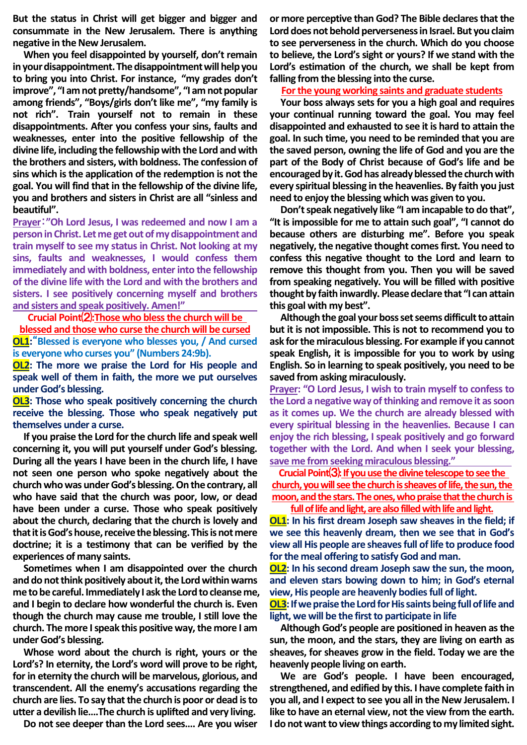**But the status in Christ will get bigger and bigger and consummate in the New Jerusalem. There is anything negative in the New Jerusalem.**

**When you feel disappointed by yourself, don't remain in your disappointment. The disappointment will help you to bring you into Christ. For instance, "my grades don't improve", "I am not pretty/handsome", "I am not popular among friends", "Boys/girls don't like me", "my family is not rich". Train yourself not to remain in these disappointments. After you confess your sins, faults and weaknesses, enter into the positive fellowship of the divine life, including the fellowship with the Lord and with the brothers and sisters, with boldness. The confession of sins which is the application of the redemption is not the goal. You will find that in the fellowship of the divine life, you and brothers and sisters in Christ are all "sinless and beautiful".**

**Prayer: "Oh Lord Jesus, I was redeemed and now I am a person in Christ. Let me get out of my disappointment and train myself to see my status in Christ. Not looking at my sins, faults and weaknesses, I would confess them immediately and with boldness, enter into the fellowship of the divine life with the Lord and with the brothers and sisters. I see positively concerning myself and brothers and sisters and speak positively. Amen!"**

**Crucial Point⑵: Those who bless the church will be blessed and those who curse the church will be cursed**

**OL1: "Blessed is everyone who blesses you, / And cursed is everyone who curses you" (Numbers 24:9b).**

**OL2: The more we praise the Lord for His people and speak well of them in faith, the more we put ourselves under God's blessing.**

**OL3: Those who speak positively concerning the church receive the blessing. Those who speak negatively put themselves under a curse.**

**If you praise the Lord for the church life and speak well concerning it, you will put yourself under God's blessing. During all the years I have been in the church life, I have not seen one person who spoke negatively about the church who was under God's blessing. On the contrary, all who have said that the church was poor, low, or dead have been under a curse. Those who speak positively about the church, declaring that the church is lovely and that it is God's house, receive the blessing. This is not mere doctrine; it is a testimony that can be verified by the experiences of many saints.**

**Sometimes when I am disappointed over the church and do not think positively about it, the Lord within warns me to be careful. Immediately I ask the Lord to cleanse me, and I begin to declare how wonderful the church is. Even though the church may cause me trouble, I still love the church. The more I speak this positive way, the more I am under God's blessing.**

**Whose word about the church is right, yours or the Lord's? In eternity, the Lord's word will prove to be right, for in eternity the church will be marvelous, glorious, and transcendent. All the enemy's accusations regarding the church are lies. To say that the church is poor or dead is to utter a devilish lie....The church is uplifted and very living.**

**Do not see deeper than the Lord sees.... Are you wiser or more perceptive than God? The Bible declares that the Lord does not behold perverseness in Israel. But you claim to see perverseness in the church. Which do you choose to believe, the Lord's sight or yours? If we stand with the Lord's estimation of the church, we shall be kept from falling from the blessing into the curse.**

**For the young working saints and graduate students**

**Your boss always sets for you a high goal and requires your continual running toward the goal. You may feel disappointed and exhausted to see it is hard to attain the goal. In such time, you need to be reminded that you are the saved person, owning the life of God and you are the part of the Body of Christ because of God's life and be encouraged by it. God has already blessed the church with every spiritual blessing in the heavenlies. By faith you just need to enjoy the blessing which was given to you.**

**Don't speak negatively like "I am incapable to do that", "It is impossible for me to attain such goal", "I cannot do because others are disturbing me". Before you speak negatively, the negative thought comes first. You need to confess this negative thought to the Lord and learn to remove this thought from you. Then you will be saved from speaking negatively. You will be filled with positive thought by faith inwardly. Please declare that "I can attain this goal with my best".**

**Although the goal your boss set seems difficult to attain but it is not impossible. This is not to recommend you to ask for the miraculous blessing. For example if you cannot speak English, it is impossible for you to work by using English. So in learning to speak positively, you need to be saved from asking miraculously.**

**Prayer: "O Lord Jesus, I wish to train myself to confess to the Lord a negative way of thinking and remove it as soon as it comes up. We the church are already blessed with every spiritual blessing in the heavenlies. Because I can enjoy the rich blessing, I speak positively and go forward together with the Lord. And when I seek your blessing, save me from seeking miraculous blessing."**

**Crucial Point⑶: If you use the divine telescope to see the church, you will see the church is sheaves of life, the sun, the moon, and the stars. The ones, who praise that the church is full of life and light, are also filled with life and light.**

**OL1: In his first dream Joseph saw sheaves in the field; if we see this heavenly dream, then we see that in God's view all His people are sheaves full of life to produce food for the meal offering to satisfy God and man.**

**OL2: In his second dream Joseph saw the sun, the moon, and eleven stars bowing down to him; in God's eternal view, His people are heavenly bodies full of light.**

**OL3: If we praise the Lord for His saints being full of life and light, we will be the first to participate in life**

**Although God's people are positioned in heaven as the sun, the moon, and the stars, they are living on earth as sheaves, for sheaves grow in the field. Today we are the heavenly people living on earth.**

**We are God's people. I have been encouraged, strengthened, and edified by this. I have complete faith in you all, and I expect to see you all in the New Jerusalem. I like to have an eternal view, not the view from the earth. I do not want to view things according to my limited sight.**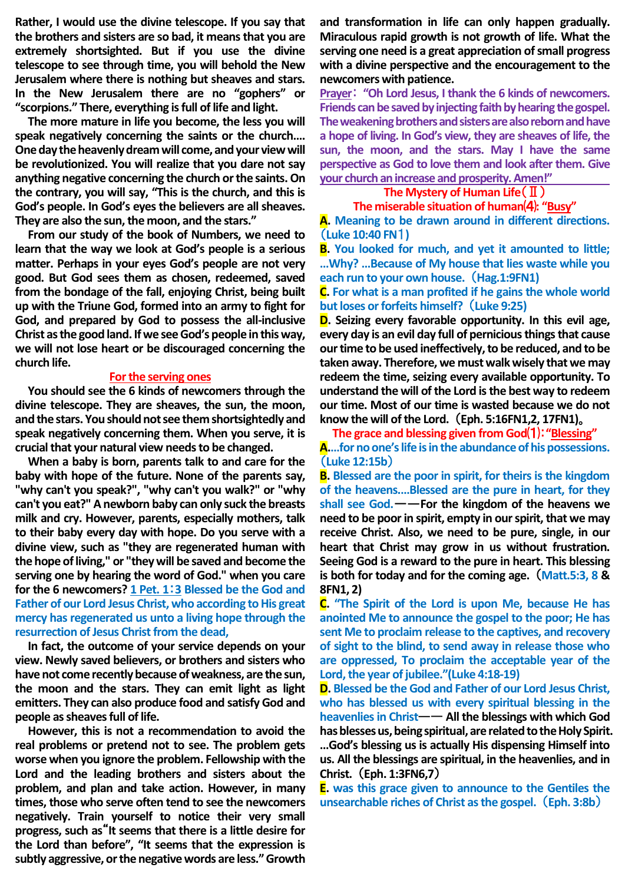Rather, I would use the divine telescope. If you say that the brothers and sisters are so bad, it means that you are extremely shortsighted. But if you use the divine telescope to see through time, you will behold the New Jerusalem where there is nothing but sheaves and stars. In the New Jerusalem there are no "gophers" or "scorpions." There, everything is full of life and light.

The more mature in life you become, the less you will speak negatively concerning the saints or the church.... One day the heavenly dream will come, and your view will be revolutionized. You will realize that you dare not say anything negative concerning the church or the saints. On the contrary, you will say, "This is the church, and this is God's people. In God's eyes the believers are all sheaves. They are also the sun, the moon, and the stars."

From our study of the book of Numbers, we need to learn that the way we look at God's people is a serious matter. Perhaps in your eyes God's people are not very good. But God sees them as chosen, redeemed, saved from the bondage of the fall, enjoying Christ, being built up with the Triune God, formed into an army to fight for God, and prepared by God to possess the all-inclusive Christ as the good land. If we see God's people in this way, we will not lose heart or be discouraged concerning the church life.

## For the serving ones

You should see the 6 kinds of newcomers through the divine telescope. They are sheaves, the sun, the moon, and the stars. You should not see them shortsightedly and speak negatively concerning them. When you serve, it is crucial that your natural view needs to be changed.

When a baby is born, parents talk to and care for the baby with hope of the future. None of the parents say, "why can't you speak?", "why can't you walk?" or "why can't you eat?" A newborn baby can only suck the breasts milk and cry. However, parents, especially mothers, talk to their baby every day with hope. Do you serve with a divine view, such as "they are regenerated human with the hope of living," or "they will be saved and become the serving one by hearing the word of God." when you care for the 6 newcomers? 1 Pet. 1：3 Blessed be the God and Father of our Lord Jesus Christ, who according to His great mercy has regenerated us unto a living hope through the resurrection of Jesus Christ from the dead,

In fact, the outcome of your service depends on your view. Newly saved believers, or brothers and sisters who have not come recently because of weakness, are the sun, the moon and the stars. They can emit light as light emitters. They can also produce food and satisfy God and people as sheaves full of life.

However, this is not a recommendation to avoid the real problems or pretend not to see. The problem gets worse when you ignore the problem. Fellowship with the Lord and the leading brothers and sisters about the problem, and plan and take action. However, in many times, those who serve often tend to see the newcomers negatively. Train yourself to notice their very small progress, such as "It seems that there is a little desire for the Lord than before", "It seems that the expression is subtly aggressive, or the negative words are less." Growth and transformation in life can only happen gradually. Miraculous rapid growth is not growth of life. What the serving one need is a great appreciation of small progress with a divine perspective and the encouragement to the newcomers with patience.

**Prayer：** "Oh Lord Jesus, I thank the 6 kinds of newcomers. Friends can be saved by injecting faith by hearing the gospel. The weakening brothers and sisters are also reborn and have a hope of living. In God's view, they are sheaves of life, the sun, the moon, and the stars. May I have the same perspective as God to love them and look after them. Give your church an increase and prosperity. Amen!"

## The Mystery of Human Life（Ⅱ）

### The miserable situation of human⑷: "Busy"

**A.** Meaning to be drawn around in different directions.（Luke 10:40 FN1）

**B.** You looked for much, and yet it amounted to little; ...Why? ...Because of My house that lies waste while you each run to your own house.（Hag.1:9FN1)

**C.** For what is a man profited if he gains the whole world but loses or forfeits himself?（Luke 9:25)

**D.** Seizing every favorable opportunity. In this evil age, every day is an evil day full of pernicious things that cause our time to be used ineffectively, to be reduced, and to be taken away. Therefore, we must walk wisely that we may redeem the time, seizing every available opportunity. To understand the will of the Lord is the best way to redeem our time. Most of our time is wasted because we do not know the will of the Lord.（Eph. 5:16FN1,2, 17FN1)。

### The grace and blessing given from God⑴: "Blessing"

**A.**...for no one's life is in the abundance of his possessions.（Luke 12:15b）

**B.** Blessed are the poor in spirit, for theirs is the kingdom of the heavens....Blessed are the pure in heart, for they shall see God.——For the kingdom of the heavens we need to be poor in spirit, empty in our spirit, that we may receive Christ. Also, we need to be pure, single, in our heart that Christ may grow in us without frustration. Seeing God is a reward to the pure in heart. This blessing is both for today and for the coming age.（Matt.5:3, 8 & 8FN1, 2)

**C.** "The Spirit of the Lord is upon Me, because He has anointed Me to announce the gospel to the poor; He has sent Me to proclaim release to the captives, and recovery of sight to the blind, to send away in release those who are oppressed, To proclaim the acceptable year of the Lord, the year of jubilee."(Luke 4:18-19)

**D.** Blessed be the God and Father of our Lord Jesus Christ, who has blessed us with every spiritual blessing in the heavenlies in Christ—— All the blessings with which God has blesses us, being spiritual, are related to the Holy Spirit. ...God's blessing us is actually His dispensing Himself into us. All the blessings are spiritual, in the heavenlies, and in Christ.（Eph. 1:3FN6,7）

**E.** was this grace given to announce to the Gentiles the unsearchable riches of Christ as the gospel.（Eph. 3:8b）